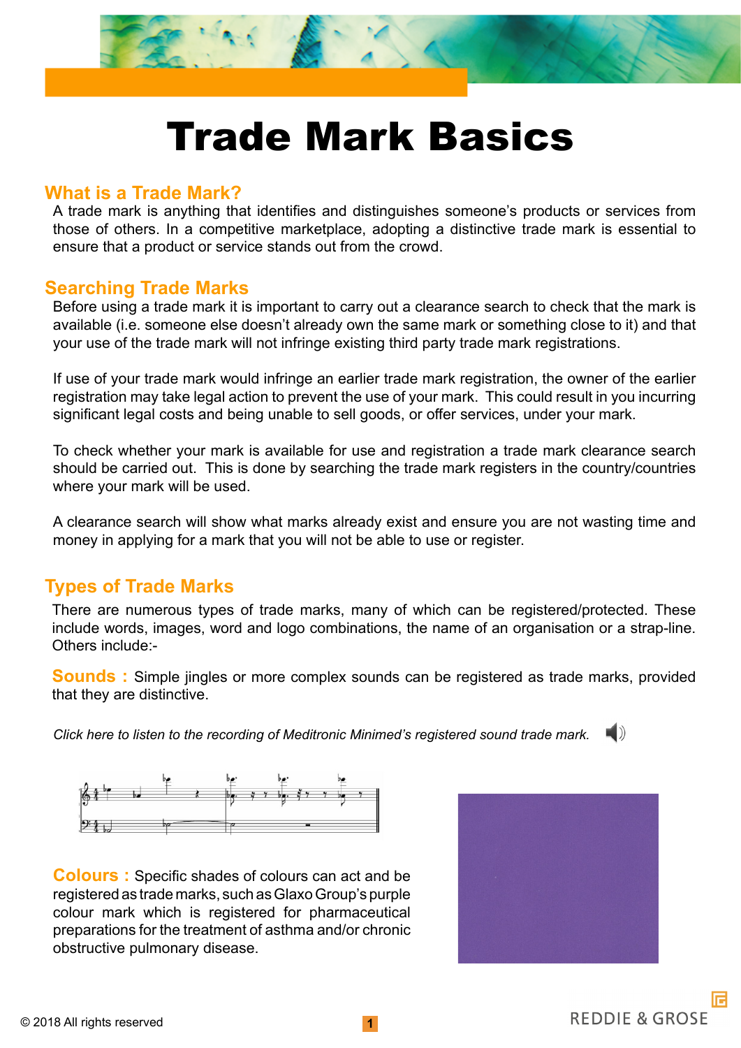# Trade Mark Basics

## What is a Trade Mark?

A trade mark is anything that identifies and distinguishes someone's products or services from those of others. In a competitive marketplace, adopting a distinctive trade mark is essential to ensure that a product or service stands out from the crowd.

## Searching Trade Marks

Before using a trade mark it is important to carry out a clearance search to check that the mark is available (i.e. someone else doesn't already own the same mark or something close to it) and that your use of the trade mark will not infringe existing third party trade mark registrations.

If use of your trade mark would infringe an earlier trade mark registration, the owner of the earlier registration may take legal action to prevent the use of your mark. This could result in you incurring significant legal costs and being unable to sell goods, or offer services, under your mark.

To check whether your mark is available for use and registration a trade mark clearance search should be carried out. This is done by searching the trade mark registers in the country/countries where your mark will be used.

A clearance search will show what marks already exist and ensure you are not wasting time and money in applying for a mark that you will not be able to use or register.

## Types of Trade Marks

There are numerous types of trade marks, many of which can be registered/protected. These include words, images, word and logo combinations, the name of an organisation or a strap-line. Others include:-

**Sounds :** Simple jingles or more complex sounds can be registered as trade marks, provided that they are distinctive.

*Click here to listen to the recording of Meditronic Minimed's registered sound trade mark.*

**Colours :** Specific shades of colours can act and be registered as trade marks, such as Glaxo Group's purple colour mark which is registered for pharmaceutical preparations for the treatment of asthma and/or chronic obstructive pulmonary disease.

© 2018 All rights reserved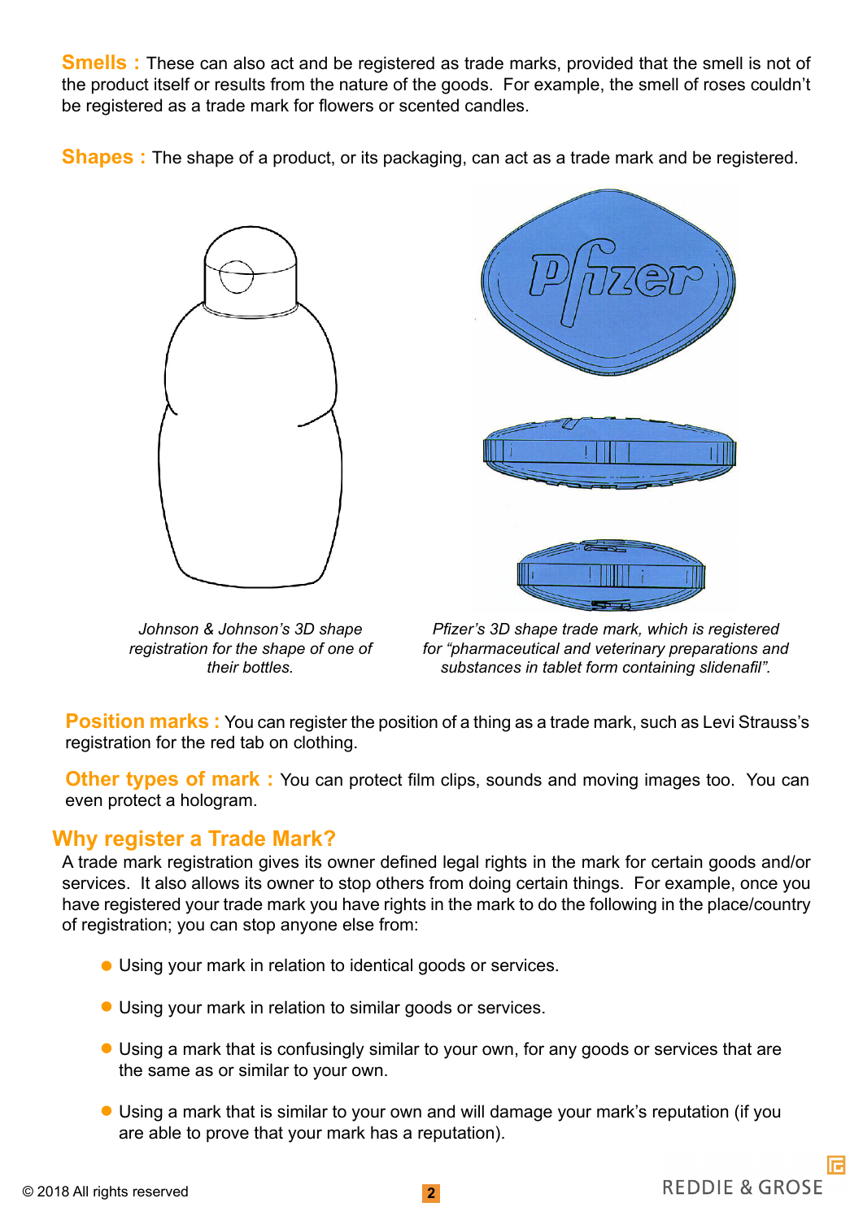**Smells :** These can also act and be registered as trade marks, provided that the smell is not of the product itself or results from the nature of the goods. For example, the smell of roses couldn't be registered as a trade mark for flowers or scented candles.

**Shapes :** The shape of a product, or its packaging, can act as a trade mark and be registered.

*Johnson & Johnson's 3D shape registration for the shape of one of their bottles.*

*Pfizer's 3D shape trade mark, which is registered for "pharmaceutical and veterinary preparations and substances in tablet form containing slidenafil".*

**Position marks :** You can register the position of a thing as a trade mark, such as Levi Strauss's registration for the red tab on clothing.

**Other types of mark :** You can protect film clips, sounds and moving images too. You can even protect a hologram.

## Why register a Trade Mark?

A trade mark registration gives its owner defined legal rights in the mark for certain goods and/or services. It also allows its owner to stop others from doing certain things. For example, once you have registered your trade mark you have rights in the mark to do the following in the place/country of registration; you can stop anyone else from:

- Using your mark in relation to identical goods or services.
- Using your mark in relation to similar goods or services.
- Using a mark that is confusingly similar to your own, for any goods or services that are the same as or similar to your own.
- Using a mark that is similar to your own and will damage your mark's reputation (if you are able to prove that your mark has a reputation).

© 2018 All rights reserved

REDDIE & GROSE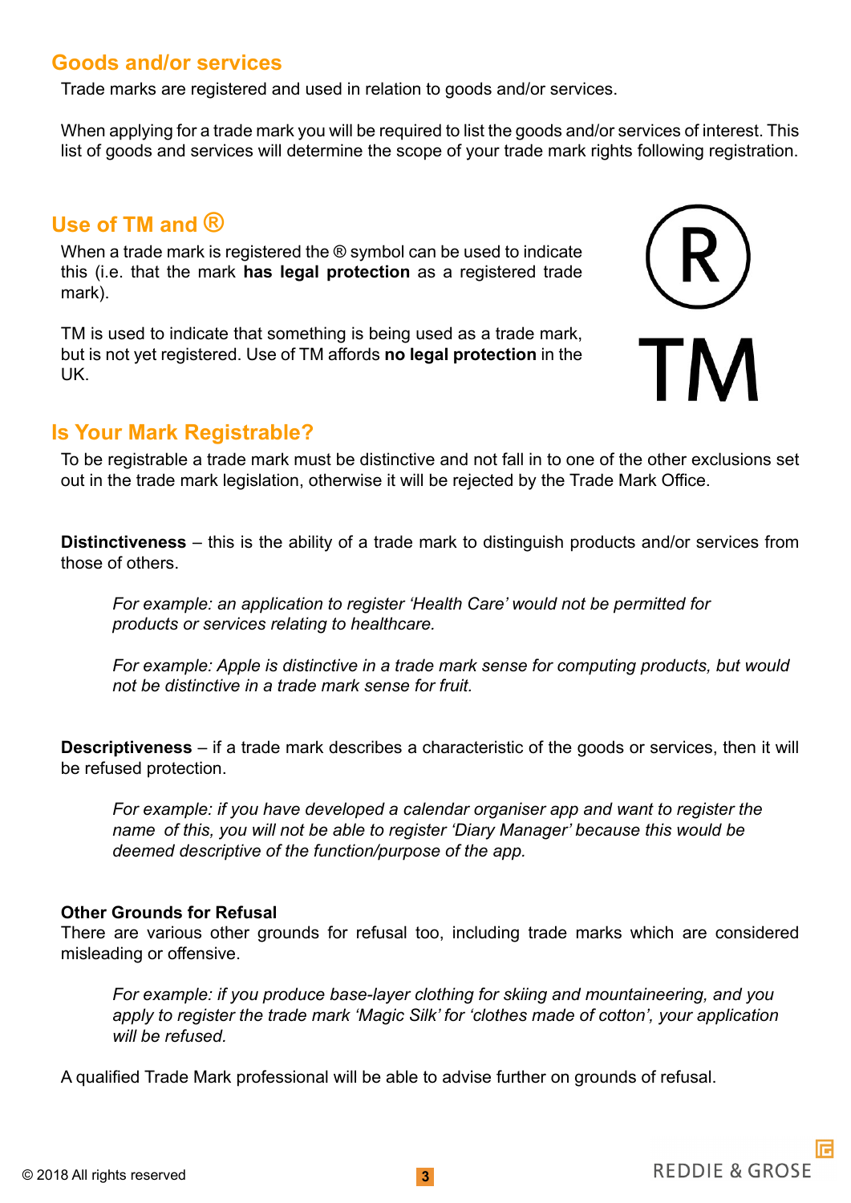## Goods and/or services

Trade marks are registered and used in relation to goods and/or services.

When applying for a trade mark you will be required to list the goods and/or services of interest. This list of goods and services will determine the scope of your trade mark rights following registration.

## Use of TM and ®

When a trade mark is registered the ® symbol can be used to indicate this (i.e. that the mark **has legal protection** as a registered trade mark).

TM is used to indicate that something is being used as a trade mark, but is not yet registered. Use of TM affords **no legal protection** in the UK.

## Is Your Mark Registrable?

To be registrable a trade mark must be distinctive and not fall in to one of the other exclusions set out in the trade mark legislation, otherwise it will be rejected by the Trade Mark Office.

**Distinctiveness** – this is the ability of a trade mark to distinguish products and/or services from those of others.

> *For example: an application to register 'Health Care' would not be permitted for products or services relating to healthcare.*
>
> *For example: Apple is distinctive in a trade mark sense for computing products, but would not be distinctive in a trade mark sense for fruit.*

**Descriptiveness** – if a trade mark describes a characteristic of the goods or services, then it will be refused protection.

> *For example: if you have developed a calendar organiser app and want to register the name of this, you will not be able to register 'Diary Manager' because this would be deemed descriptive of the function/purpose of the app.*

**Other Grounds for Refusal**
There are various other grounds for refusal too, including trade marks which are considered misleading or offensive.

> *For example: if you produce base-layer clothing for skiing and mountaineering, and you apply to register the trade mark 'Magic Silk' for 'clothes made of cotton', your application will be refused.*

A qualified Trade Mark professional will be able to advise further on grounds of refusal.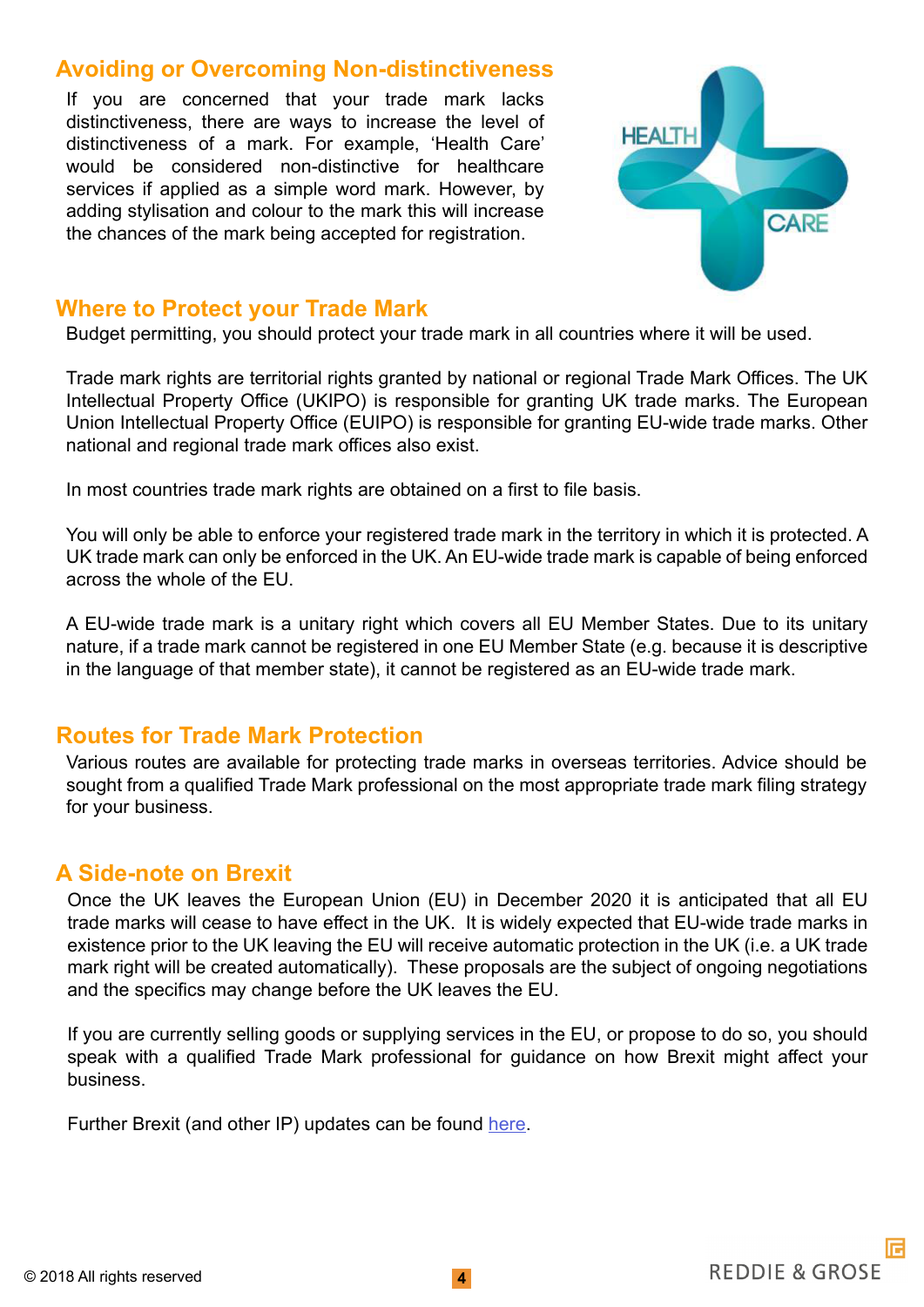## Avoiding or Overcoming Non-distinctiveness

If you are concerned that your trade mark lacks distinctiveness, there are ways to increase the level of distinctiveness of a mark. For example, 'Health Care' would be considered non-distinctive for healthcare services if applied as a simple word mark. However, by adding stylisation and colour to the mark this will increase the chances of the mark being accepted for registration.

## Where to Protect your Trade Mark

Budget permitting, you should protect your trade mark in all countries where it will be used.

Trade mark rights are territorial rights granted by national or regional Trade Mark Offices. The UK Intellectual Property Office (UKIPO) is responsible for granting UK trade marks. The European Union Intellectual Property Office (EUIPO) is responsible for granting EU-wide trade marks. Other national and regional trade mark offices also exist.

In most countries trade mark rights are obtained on a first to file basis.

You will only be able to enforce your registered trade mark in the territory in which it is protected. A UK trade mark can only be enforced in the UK. An EU-wide trade mark is capable of being enforced across the whole of the EU.

A EU-wide trade mark is a unitary right which covers all EU Member States. Due to its unitary nature, if a trade mark cannot be registered in one EU Member State (e.g. because it is descriptive in the language of that member state), it cannot be registered as an EU-wide trade mark.

## Routes for Trade Mark Protection

Various routes are available for protecting trade marks in overseas territories. Advice should be sought from a qualified Trade Mark professional on the most appropriate trade mark filing strategy for your business.

## A Side-note on Brexit

Once the UK leaves the European Union (EU) in December 2020 it is anticipated that all EU trade marks will cease to have effect in the UK. It is widely expected that EU-wide trade marks in existence prior to the UK leaving the EU will receive automatic protection in the UK (i.e. a UK trade mark right will be created automatically). These proposals are the subject of ongoing negotiations and the specifics may change before the UK leaves the EU.

If you are currently selling goods or supplying services in the EU, or propose to do so, you should speak with a qualified Trade Mark professional for guidance on how Brexit might affect your business.

Further Brexit (and other IP) updates can be found here.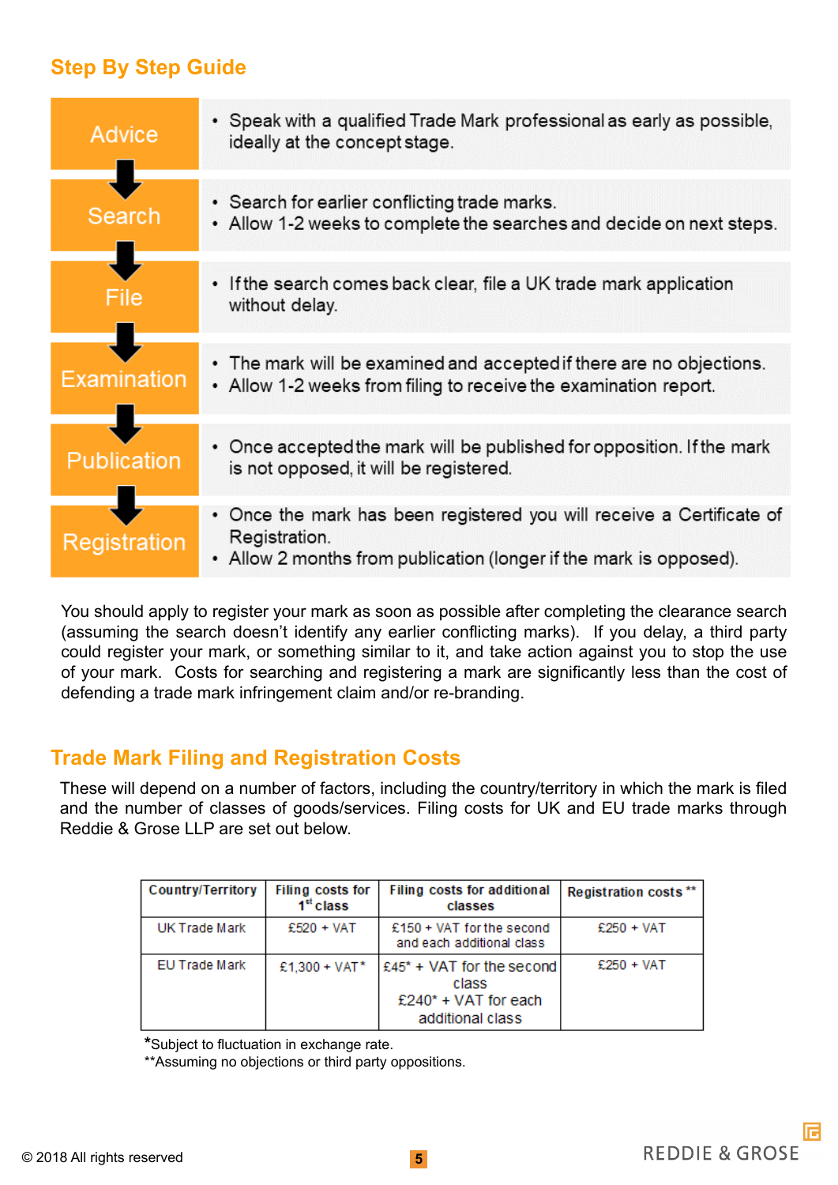## Step By Step Guide

| Step | Details |
|---|---|
| **Advice** | • Speak with a qualified Trade Mark professional as early as possible, ideally at the concept stage. |
| **Search** | • Search for earlier conflicting trade marks.<br>• Allow 1-2 weeks to complete the searches and decide on next steps. |
| **File** | • If the search comes back clear, file a UK trade mark application without delay. |
| **Examination** | • The mark will be examined and accepted if there are no objections.<br>• Allow 1-2 weeks from filing to receive the examination report. |
| **Publication** | • Once accepted the mark will be published for opposition. If the mark is not opposed, it will be registered. |
| **Registration** | • Once the mark has been registered you will receive a Certificate of Registration.<br>• Allow 2 months from publication (longer if the mark is opposed). |

You should apply to register your mark as soon as possible after completing the clearance search (assuming the search doesn't identify any earlier conflicting marks). If you delay, a third party could register your mark, or something similar to it, and take action against you to stop the use of your mark. Costs for searching and registering a mark are significantly less than the cost of defending a trade mark infringement claim and/or re-branding.

## Trade Mark Filing and Registration Costs

These will depend on a number of factors, including the country/territory in which the mark is filed and the number of classes of goods/services. Filing costs for UK and EU trade marks through Reddie & Grose LLP are set out below.

| Country/Territory | Filing costs for 1st class | Filing costs for additional classes | Registration costs ** |
|---|---|---|---|
| UK Trade Mark | £520 + VAT | £150 + VAT for the second and each additional class | £250 + VAT |
| EU Trade Mark | £1,300 + VAT* | £45* + VAT for the second class<br>£240* + VAT for each additional class | £250 + VAT |

*Subject to fluctuation in exchange rate.
**Assuming no objections or third party oppositions.

© 2018 All rights reserved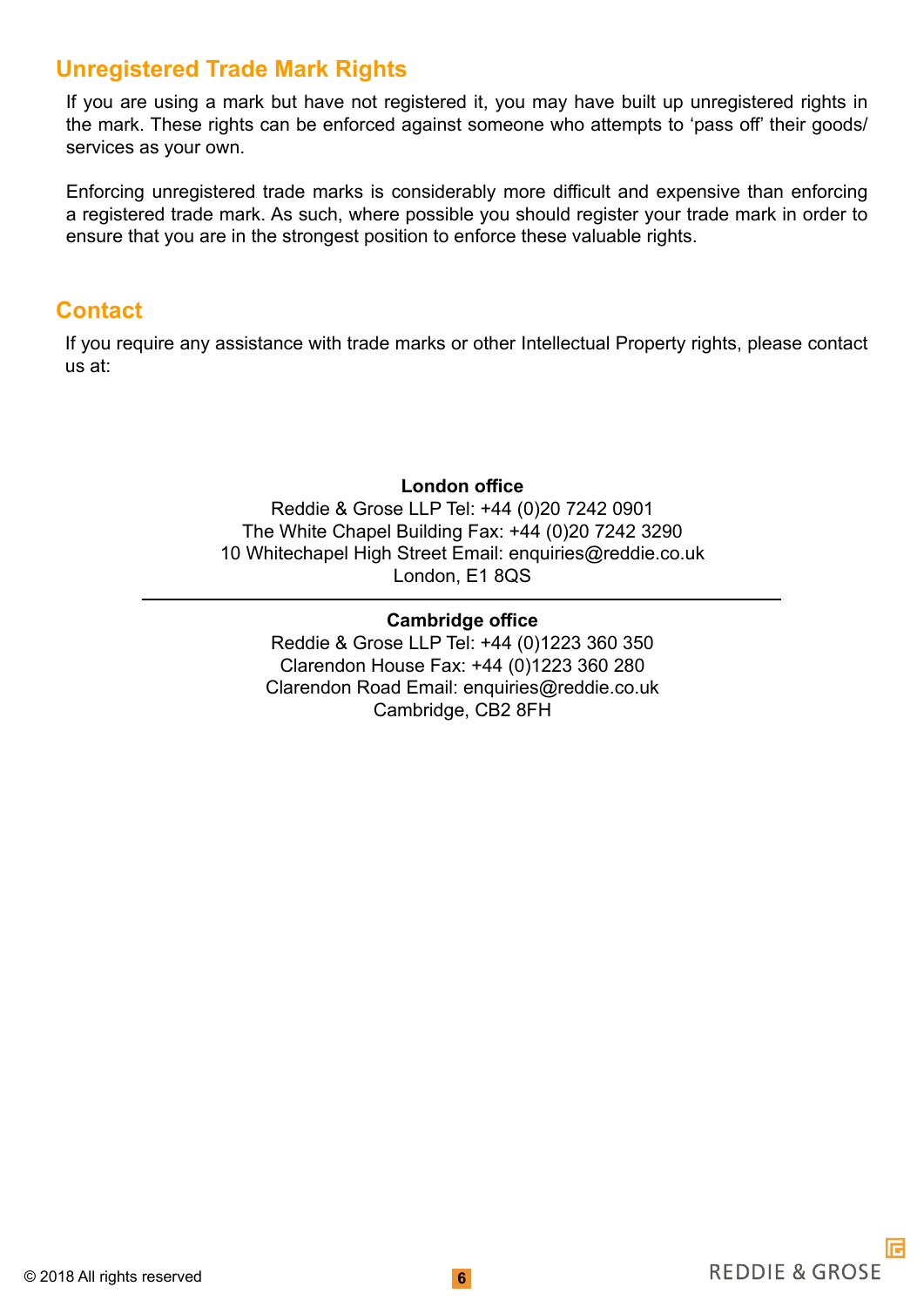## Unregistered Trade Mark Rights

If you are using a mark but have not registered it, you may have built up unregistered rights in the mark. These rights can be enforced against someone who attempts to 'pass off' their goods/ services as your own.

Enforcing unregistered trade marks is considerably more difficult and expensive than enforcing a registered trade mark. As such, where possible you should register your trade mark in order to ensure that you are in the strongest position to enforce these valuable rights.

## Contact

If you require any assistance with trade marks or other Intellectual Property rights, please contact us at:

**London office**

Reddie & Grose LLP Tel: +44 (0)20 7242 0901
The White Chapel Building Fax: +44 (0)20 7242 3290
10 Whitechapel High Street Email: enquiries@reddie.co.uk
London, E1 8QS

---

**Cambridge office**

Reddie & Grose LLP Tel: +44 (0)1223 360 350
Clarendon House Fax: +44 (0)1223 360 280
Clarendon Road Email: enquiries@reddie.co.uk
Cambridge, CB2 8FH

© 2018 All rights reserved